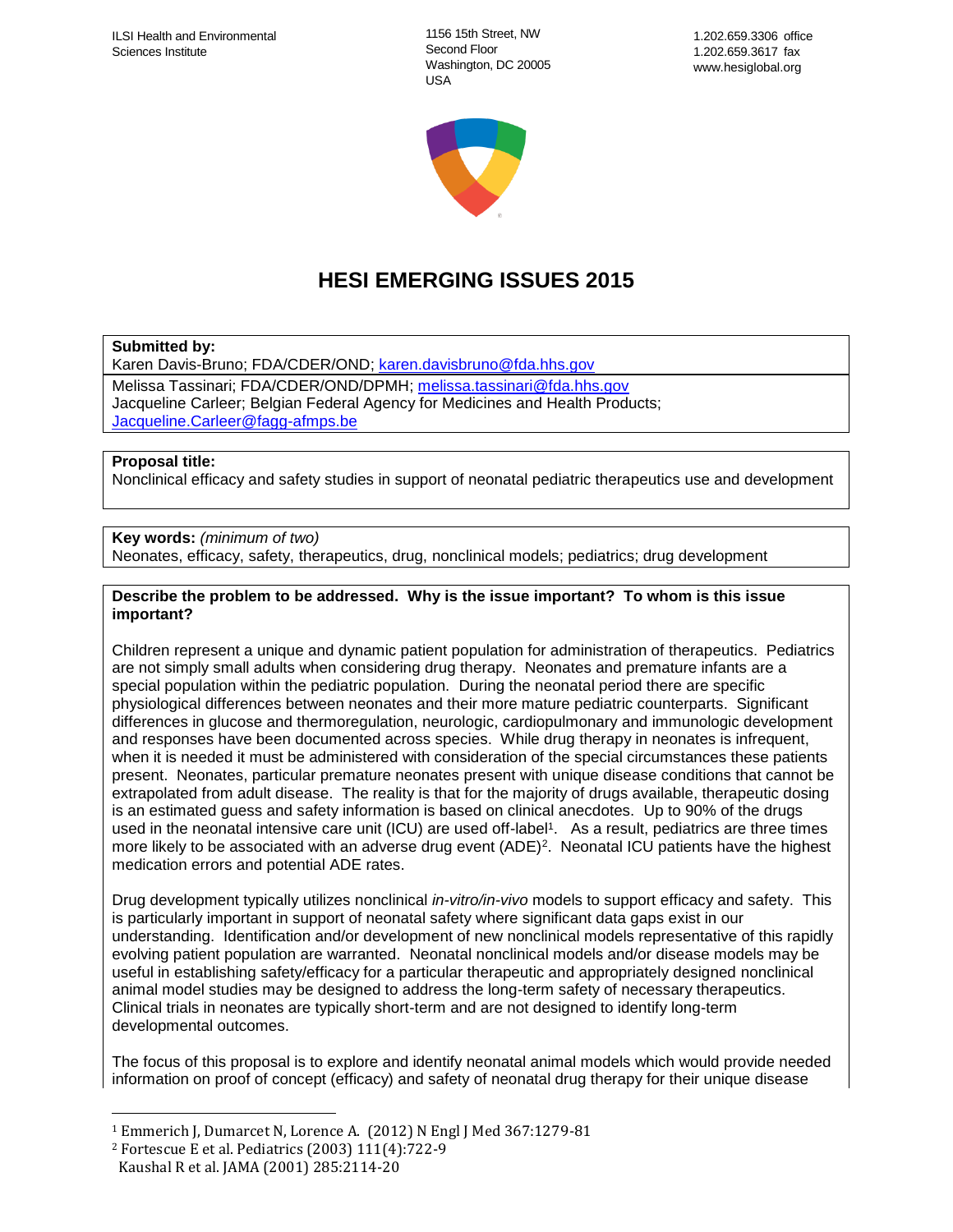ILSI Health and Environmental Sciences Institute

1156 15th Street, NW
Second Floor
Washington, DC 20005
USA

1.202.659.3306 office
1.202.659.3617 fax
www.hesiglobal.org

# HESI EMERGING ISSUES 2015

**Submitted by:**
Karen Davis-Bruno; FDA/CDER/OND; karen.davisbruno@fda.hhs.gov
Melissa Tassinari; FDA/CDER/OND/DPMH; melissa.tassinari@fda.hhs.gov
Jacqueline Carleer; Belgian Federal Agency for Medicines and Health Products; Jacqueline.Carleer@fagg-afmps.be

**Proposal title:**
Nonclinical efficacy and safety studies in support of neonatal pediatric therapeutics use and development

**Key words:** *(minimum of two)*
Neonates, efficacy, safety, therapeutics, drug, nonclinical models; pediatrics; drug development

**Describe the problem to be addressed. Why is the issue important? To whom is this issue important?**

Children represent a unique and dynamic patient population for administration of therapeutics. Pediatrics are not simply small adults when considering drug therapy. Neonates and premature infants are a special population within the pediatric population. During the neonatal period there are specific physiological differences between neonates and their more mature pediatric counterparts. Significant differences in glucose and thermoregulation, neurologic, cardiopulmonary and immunologic development and responses have been documented across species. While drug therapy in neonates is infrequent, when it is needed it must be administered with consideration of the special circumstances these patients present. Neonates, particular premature neonates present with unique disease conditions that cannot be extrapolated from adult disease. The reality is that for the majority of drugs available, therapeutic dosing is an estimated guess and safety information is based on clinical anecdotes. Up to 90% of the drugs used in the neonatal intensive care unit (ICU) are used off-label[1]. As a result, pediatrics are three times more likely to be associated with an adverse drug event (ADE)[2]. Neonatal ICU patients have the highest medication errors and potential ADE rates.

Drug development typically utilizes nonclinical *in-vitro/in-vivo* models to support efficacy and safety. This is particularly important in support of neonatal safety where significant data gaps exist in our understanding. Identification and/or development of new nonclinical models representative of this rapidly evolving patient population are warranted. Neonatal nonclinical models and/or disease models may be useful in establishing safety/efficacy for a particular therapeutic and appropriately designed nonclinical animal model studies may be designed to address the long-term safety of necessary therapeutics. Clinical trials in neonates are typically short-term and are not designed to identify long-term developmental outcomes.

The focus of this proposal is to explore and identify neonatal animal models which would provide needed information on proof of concept (efficacy) and safety of neonatal drug therapy for their unique disease

---

[1] Emmerich J, Dumarcet N, Lorence A. (2012) N Engl J Med 367:1279-81
[2] Fortescue E et al. Pediatrics (2003) 111(4):722-9
Kaushal R et al. JAMA (2001) 285:2114-20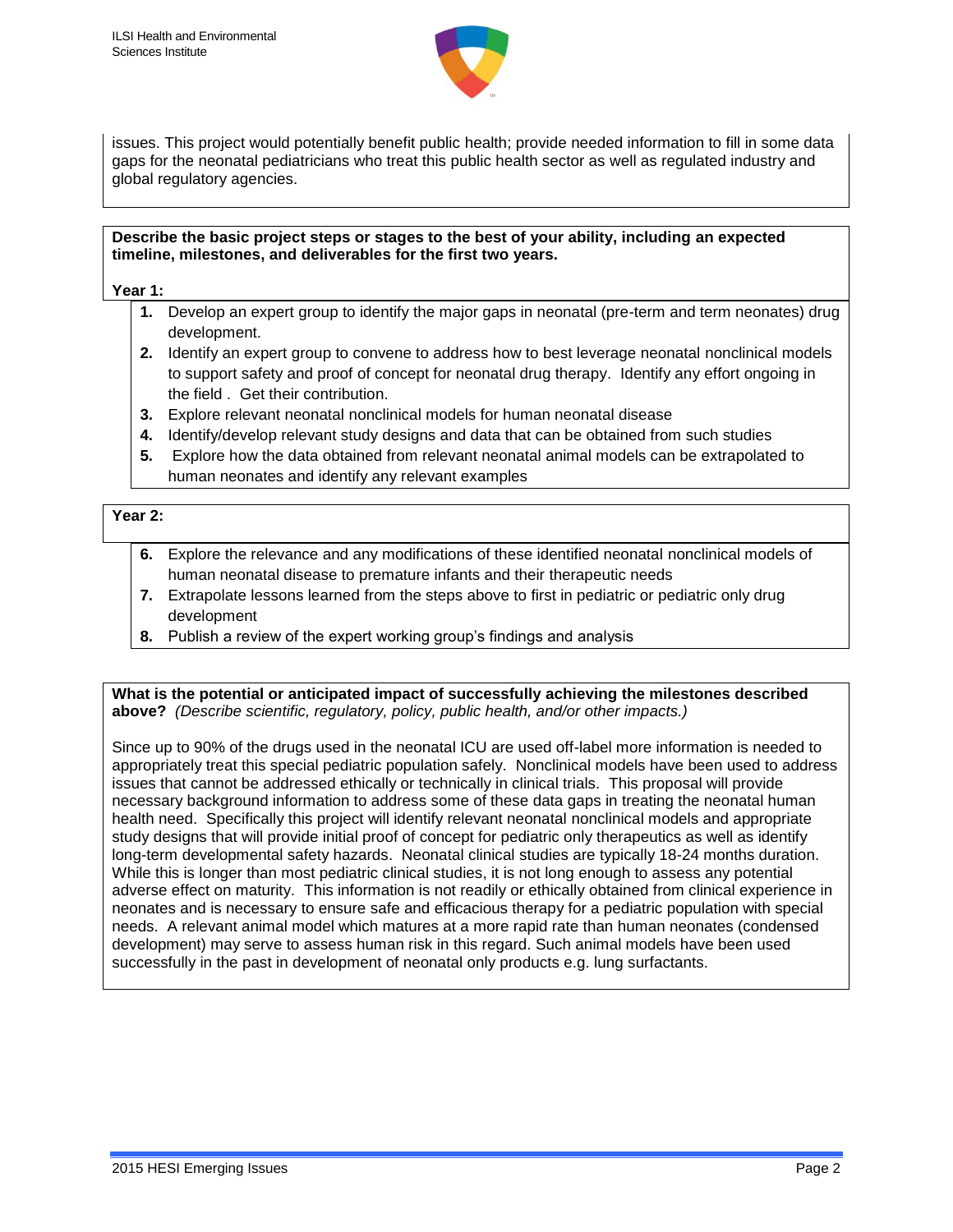issues. This project would potentially benefit public health; provide needed information to fill in some data gaps for the neonatal pediatricians who treat this public health sector as well as regulated industry and global regulatory agencies.

**Describe the basic project steps or stages to the best of your ability, including an expected timeline, milestones, and deliverables for the first two years.**

**Year 1:**

1. Develop an expert group to identify the major gaps in neonatal (pre-term and term neonates) drug development.
2. Identify an expert group to convene to address how to best leverage neonatal nonclinical models to support safety and proof of concept for neonatal drug therapy. Identify any effort ongoing in the field . Get their contribution.
3. Explore relevant neonatal nonclinical models for human neonatal disease
4. Identify/develop relevant study designs and data that can be obtained from such studies
5. Explore how the data obtained from relevant neonatal animal models can be extrapolated to human neonates and identify any relevant examples

**Year 2:**

6. Explore the relevance and any modifications of these identified neonatal nonclinical models of human neonatal disease to premature infants and their therapeutic needs
7. Extrapolate lessons learned from the steps above to first in pediatric or pediatric only drug development
8. Publish a review of the expert working group's findings and analysis

**What is the potential or anticipated impact of successfully achieving the milestones described above?** *(Describe scientific, regulatory, policy, public health, and/or other impacts.)*

Since up to 90% of the drugs used in the neonatal ICU are used off-label more information is needed to appropriately treat this special pediatric population safely. Nonclinical models have been used to address issues that cannot be addressed ethically or technically in clinical trials. This proposal will provide necessary background information to address some of these data gaps in treating the neonatal human health need. Specifically this project will identify relevant neonatal nonclinical models and appropriate study designs that will provide initial proof of concept for pediatric only therapeutics as well as identify long-term developmental safety hazards. Neonatal clinical studies are typically 18-24 months duration. While this is longer than most pediatric clinical studies, it is not long enough to assess any potential adverse effect on maturity. This information is not readily or ethically obtained from clinical experience in neonates and is necessary to ensure safe and efficacious therapy for a pediatric population with special needs. A relevant animal model which matures at a more rapid rate than human neonates (condensed development) may serve to assess human risk in this regard. Such animal models have been used successfully in the past in development of neonatal only products e.g. lung surfactants.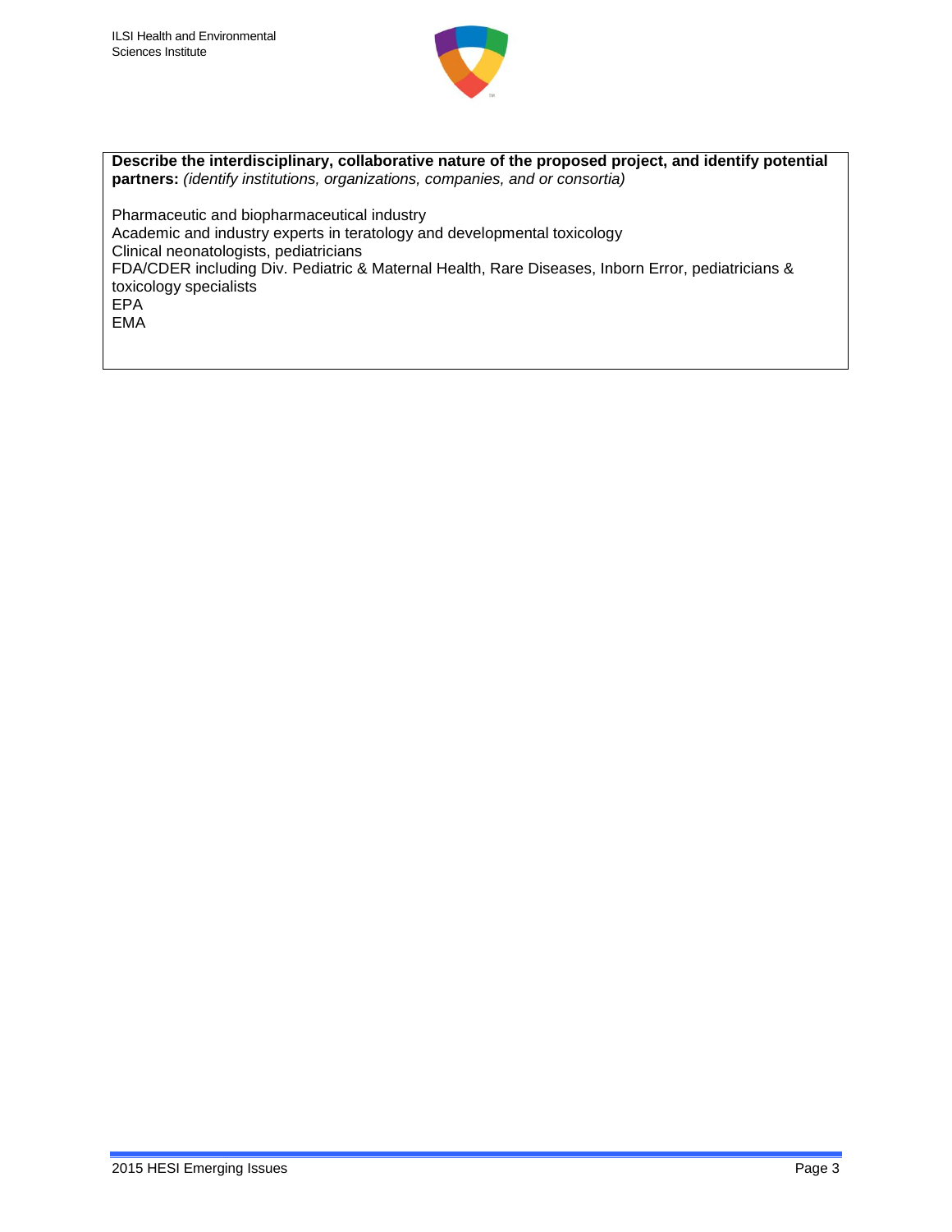**Describe the interdisciplinary, collaborative nature of the proposed project, and identify potential partners:** *(identify institutions, organizations, companies, and or consortia)*

Pharmaceutic and biopharmaceutical industry
Academic and industry experts in teratology and developmental toxicology
Clinical neonatologists, pediatricians
FDA/CDER including Div. Pediatric & Maternal Health, Rare Diseases, Inborn Error, pediatricians & toxicology specialists
EPA
EMA